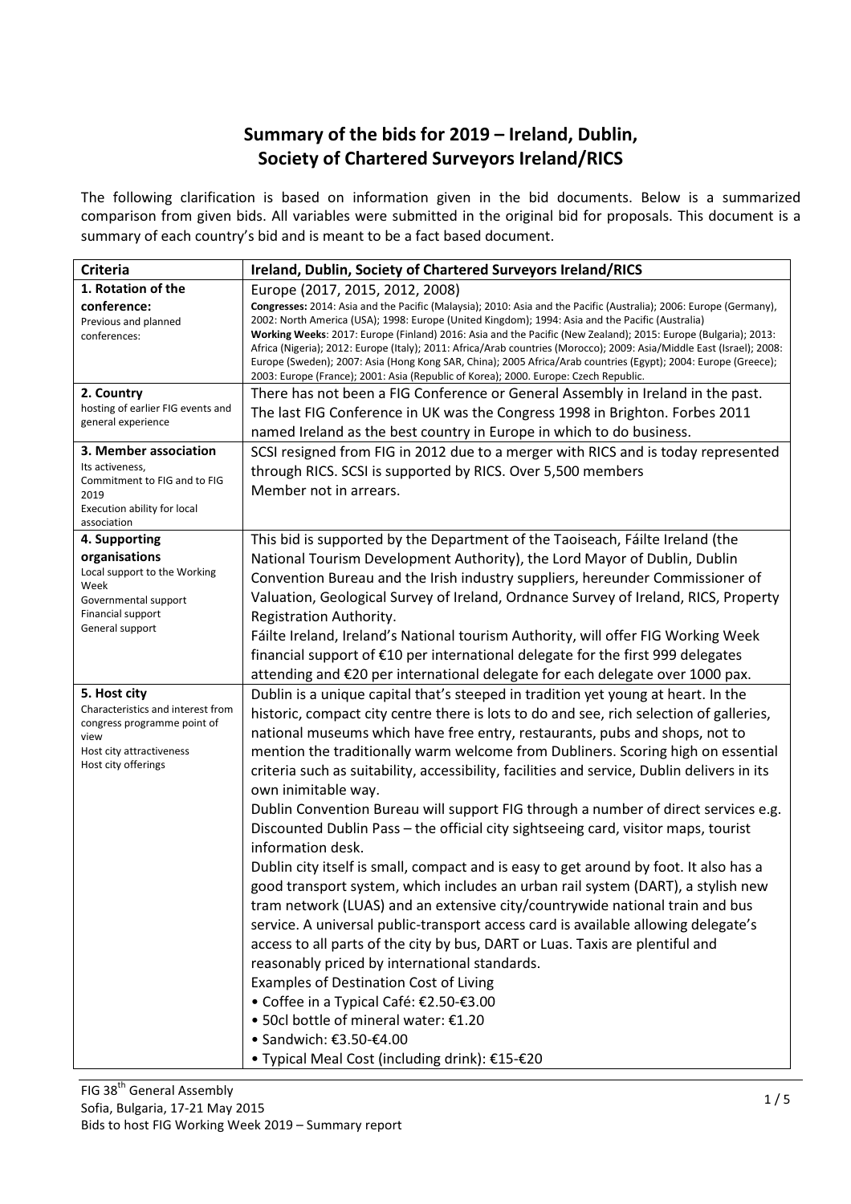# Summary of the bids for 2019 – Ireland, Dublin, Society of Chartered Surveyors Ireland/RICS

The following clarification is based on information given in the bid documents. Below is a summarized comparison from given bids. All variables were submitted in the original bid for proposals. This document is a summary of each country's bid and is meant to be a fact based document.

| Criteria | Ireland, Dublin, Society of Chartered Surveyors Ireland/RICS |
|---|---|
| **1. Rotation of the conference:**<br>Previous and planned conferences: | Europe (2017, 2015, 2012, 2008)<br>**Congresses:** 2014: Asia and the Pacific (Malaysia); 2010: Asia and the Pacific (Australia); 2006: Europe (Germany), 2002: North America (USA); 1998: Europe (United Kingdom); 1994: Asia and the Pacific (Australia)<br>**Working Weeks**: 2017: Europe (Finland) 2016: Asia and the Pacific (New Zealand); 2015: Europe (Bulgaria); 2013: Africa (Nigeria); 2012: Europe (Italy); 2011: Africa/Arab countries (Morocco); 2009: Asia/Middle East (Israel); 2008: Europe (Sweden); 2007: Asia (Hong Kong SAR, China); 2005 Africa/Arab countries (Egypt); 2004: Europe (Greece); 2003: Europe (France); 2001: Asia (Republic of Korea); 2000. Europe: Czech Republic. |
| **2. Country**<br>hosting of earlier FIG events and general experience | There has not been a FIG Conference or General Assembly in Ireland in the past. The last FIG Conference in UK was the Congress 1998 in Brighton. Forbes 2011 named Ireland as the best country in Europe in which to do business. |
| **3. Member association**<br>Its activeness,<br>Commitment to FIG and to FIG 2019<br>Execution ability for local association | SCSI resigned from FIG in 2012 due to a merger with RICS and is today represented through RICS. SCSI is supported by RICS. Over 5,500 members<br>Member not in arrears. |
| **4. Supporting organisations**<br>Local support to the Working Week<br>Governmental support<br>Financial support<br>General support | This bid is supported by the Department of the Taoiseach, Fáilte Ireland (the National Tourism Development Authority), the Lord Mayor of Dublin, Dublin Convention Bureau and the Irish industry suppliers, hereunder Commissioner of Valuation, Geological Survey of Ireland, Ordnance Survey of Ireland, RICS, Property Registration Authority.<br>Fáilte Ireland, Ireland's National tourism Authority, will offer FIG Working Week financial support of €10 per international delegate for the first 999 delegates attending and €20 per international delegate for each delegate over 1000 pax. |
| **5. Host city**<br>Characteristics and interest from congress programme point of view<br>Host city attractiveness<br>Host city offerings | Dublin is a unique capital that's steeped in tradition yet young at heart. In the historic, compact city centre there is lots to do and see, rich selection of galleries, national museums which have free entry, restaurants, pubs and shops, not to mention the traditionally warm welcome from Dubliners. Scoring high on essential criteria such as suitability, accessibility, facilities and service, Dublin delivers in its own inimitable way.<br>Dublin Convention Bureau will support FIG through a number of direct services e.g. Discounted Dublin Pass – the official city sightseeing card, visitor maps, tourist information desk.<br>Dublin city itself is small, compact and is easy to get around by foot. It also has a good transport system, which includes an urban rail system (DART), a stylish new tram network (LUAS) and an extensive city/countrywide national train and bus service. A universal public-transport access card is available allowing delegate's access to all parts of the city by bus, DART or Luas. Taxis are plentiful and reasonably priced by international standards.<br>Examples of Destination Cost of Living<br>• Coffee in a Typical Café: €2.50-€3.00<br>• 50cl bottle of mineral water: €1.20<br>• Sandwich: €3.50-€4.00<br>• Typical Meal Cost (including drink): €15-€20 |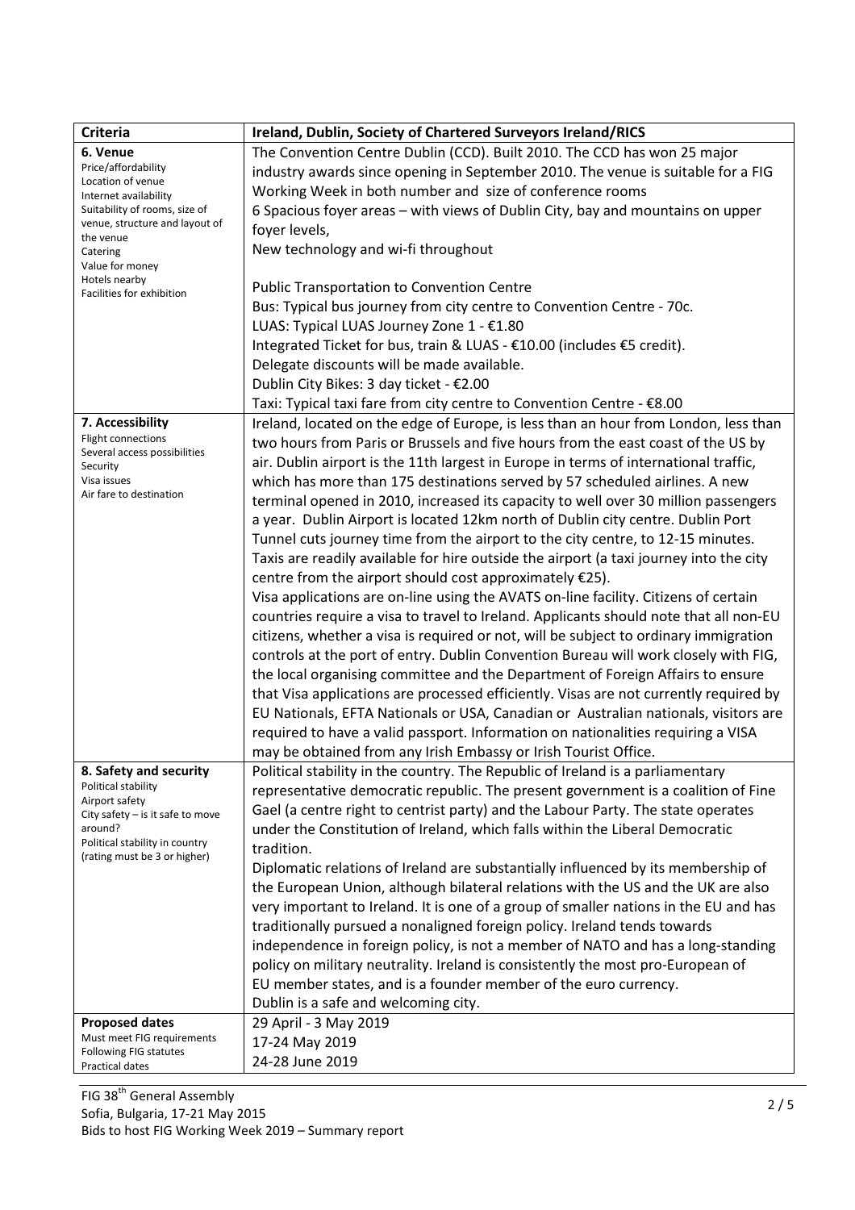| Criteria | Ireland, Dublin, Society of Chartered Surveyors Ireland/RICS |
|---|---|
| **6. Venue**<br>Price/affordability<br>Location of venue<br>Internet availability<br>Suitability of rooms, size of venue, structure and layout of the venue<br>Catering<br>Value for money<br>Hotels nearby<br>Facilities for exhibition | The Convention Centre Dublin (CCD). Built 2010. The CCD has won 25 major industry awards since opening in September 2010. The venue is suitable for a FIG Working Week in both number and size of conference rooms<br>6 Spacious foyer areas – with views of Dublin City, bay and mountains on upper foyer levels,<br>New technology and wi-fi throughout<br><br>Public Transportation to Convention Centre<br>Bus: Typical bus journey from city centre to Convention Centre - 70c.<br>LUAS: Typical LUAS Journey Zone 1 - €1.80<br>Integrated Ticket for bus, train & LUAS - €10.00 (includes €5 credit).<br>Delegate discounts will be made available.<br>Dublin City Bikes: 3 day ticket - €2.00<br>Taxi: Typical taxi fare from city centre to Convention Centre - €8.00 |
| **7. Accessibility**<br>Flight connections<br>Several access possibilities<br>Security<br>Visa issues<br>Air fare to destination | Ireland, located on the edge of Europe, is less than an hour from London, less than two hours from Paris or Brussels and five hours from the east coast of the US by air. Dublin airport is the 11th largest in Europe in terms of international traffic, which has more than 175 destinations served by 57 scheduled airlines. A new terminal opened in 2010, increased its capacity to well over 30 million passengers a year. Dublin Airport is located 12km north of Dublin city centre. Dublin Port Tunnel cuts journey time from the airport to the city centre, to 12-15 minutes. Taxis are readily available for hire outside the airport (a taxi journey into the city centre from the airport should cost approximately €25).<br>Visa applications are on-line using the AVATS on-line facility. Citizens of certain countries require a visa to travel to Ireland. Applicants should note that all non-EU citizens, whether a visa is required or not, will be subject to ordinary immigration controls at the port of entry. Dublin Convention Bureau will work closely with FIG, the local organising committee and the Department of Foreign Affairs to ensure that Visa applications are processed efficiently. Visas are not currently required by EU Nationals, EFTA Nationals or USA, Canadian or Australian nationals, visitors are required to have a valid passport. Information on nationalities requiring a VISA may be obtained from any Irish Embassy or Irish Tourist Office. |
| **8. Safety and security**<br>Political stability<br>Airport safety<br>City safety – is it safe to move around?<br>Political stability in country (rating must be 3 or higher) | Political stability in the country. The Republic of Ireland is a parliamentary representative democratic republic. The present government is a coalition of Fine Gael (a centre right to centrist party) and the Labour Party. The state operates under the Constitution of Ireland, which falls within the Liberal Democratic tradition.<br>Diplomatic relations of Ireland are substantially influenced by its membership of the European Union, although bilateral relations with the US and the UK are also very important to Ireland. It is one of a group of smaller nations in the EU and has traditionally pursued a nonaligned foreign policy. Ireland tends towards independence in foreign policy, is not a member of NATO and has a long-standing policy on military neutrality. Ireland is consistently the most pro-European of EU member states, and is a founder member of the euro currency.<br>Dublin is a safe and welcoming city. |
| **Proposed dates**<br>Must meet FIG requirements<br>Following FIG statutes<br>Practical dates | 29 April - 3 May 2019<br>17-24 May 2019<br>24-28 June 2019 |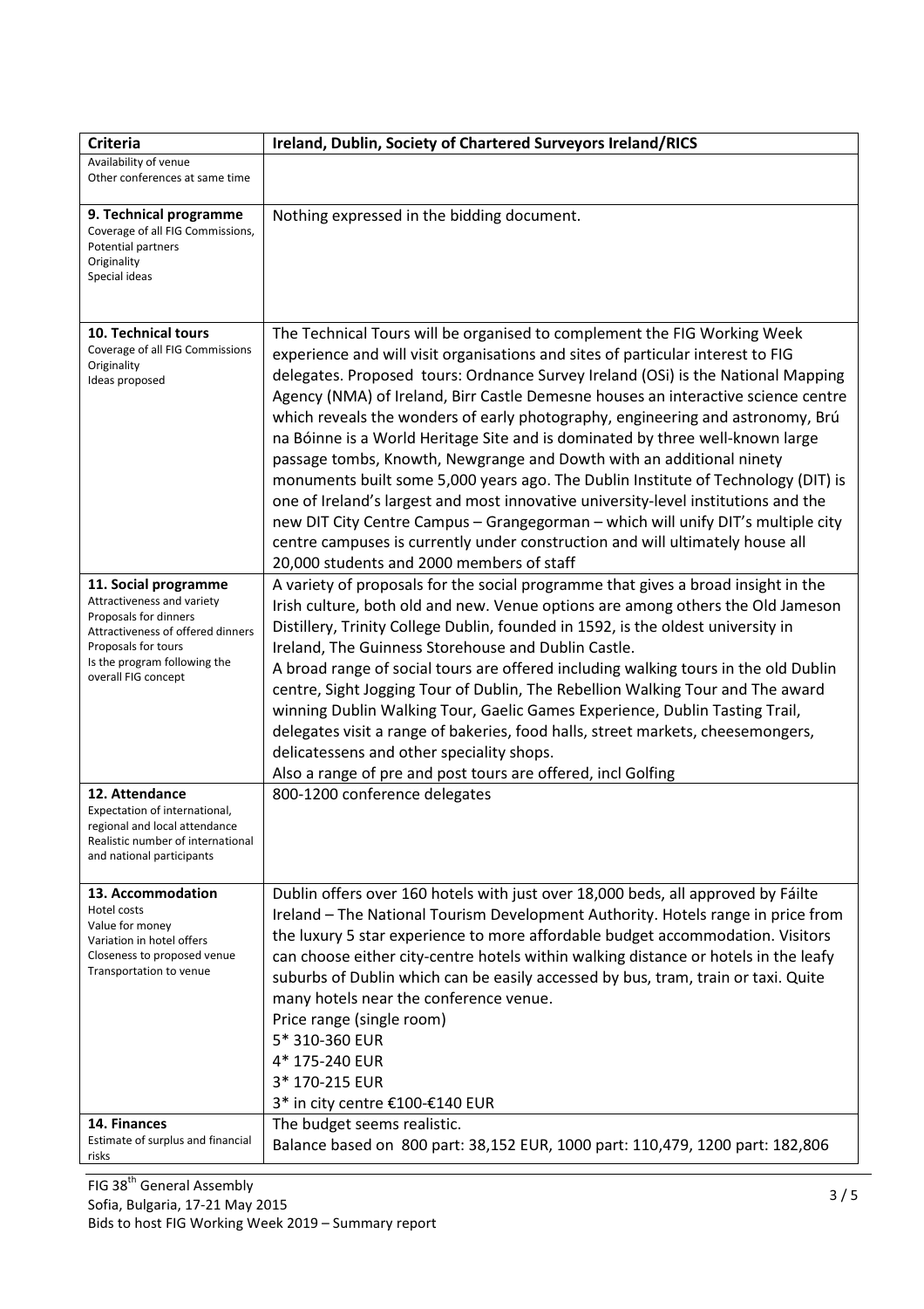| Criteria | Ireland, Dublin, Society of Chartered Surveyors Ireland/RICS |
|---|---|
| Availability of venue<br>Other conferences at same time | |
| **9. Technical programme**<br>Coverage of all FIG Commissions,<br>Potential partners<br>Originality<br>Special ideas | Nothing expressed in the bidding document. |
| **10. Technical tours**<br>Coverage of all FIG Commissions<br>Originality<br>Ideas proposed | The Technical Tours will be organised to complement the FIG Working Week experience and will visit organisations and sites of particular interest to FIG delegates. Proposed tours: Ordnance Survey Ireland (OSi) is the National Mapping Agency (NMA) of Ireland, Birr Castle Demesne houses an interactive science centre which reveals the wonders of early photography, engineering and astronomy, Brú na Bóinne is a World Heritage Site and is dominated by three well-known large passage tombs, Knowth, Newgrange and Dowth with an additional ninety monuments built some 5,000 years ago. The Dublin Institute of Technology (DIT) is one of Ireland's largest and most innovative university-level institutions and the new DIT City Centre Campus – Grangegorman – which will unify DIT's multiple city centre campuses is currently under construction and will ultimately house all 20,000 students and 2000 members of staff |
| **11. Social programme**<br>Attractiveness and variety<br>Proposals for dinners<br>Attractiveness of offered dinners<br>Proposals for tours<br>Is the program following the overall FIG concept | A variety of proposals for the social programme that gives a broad insight in the Irish culture, both old and new. Venue options are among others the Old Jameson Distillery, Trinity College Dublin, founded in 1592, is the oldest university in Ireland, The Guinness Storehouse and Dublin Castle.<br>A broad range of social tours are offered including walking tours in the old Dublin centre, Sight Jogging Tour of Dublin, The Rebellion Walking Tour and The award winning Dublin Walking Tour, Gaelic Games Experience, Dublin Tasting Trail, delegates visit a range of bakeries, food halls, street markets, cheesemongers, delicatessens and other speciality shops.<br>Also a range of pre and post tours are offered, incl Golfing |
| **12. Attendance**<br>Expectation of international, regional and local attendance<br>Realistic number of international and national participants | 800-1200 conference delegates |
| **13. Accommodation**<br>Hotel costs<br>Value for money<br>Variation in hotel offers<br>Closeness to proposed venue<br>Transportation to venue | Dublin offers over 160 hotels with just over 18,000 beds, all approved by Fáilte Ireland – The National Tourism Development Authority. Hotels range in price from the luxury 5 star experience to more affordable budget accommodation. Visitors can choose either city-centre hotels within walking distance or hotels in the leafy suburbs of Dublin which can be easily accessed by bus, tram, train or taxi. Quite many hotels near the conference venue.<br>Price range (single room)<br>5* 310-360 EUR<br>4* 175-240 EUR<br>3* 170-215 EUR<br>3* in city centre €100-€140 EUR |
| **14. Finances**<br>Estimate of surplus and financial risks | The budget seems realistic.<br>Balance based on 800 part: 38,152 EUR, 1000 part: 110,479, 1200 part: 182,806 |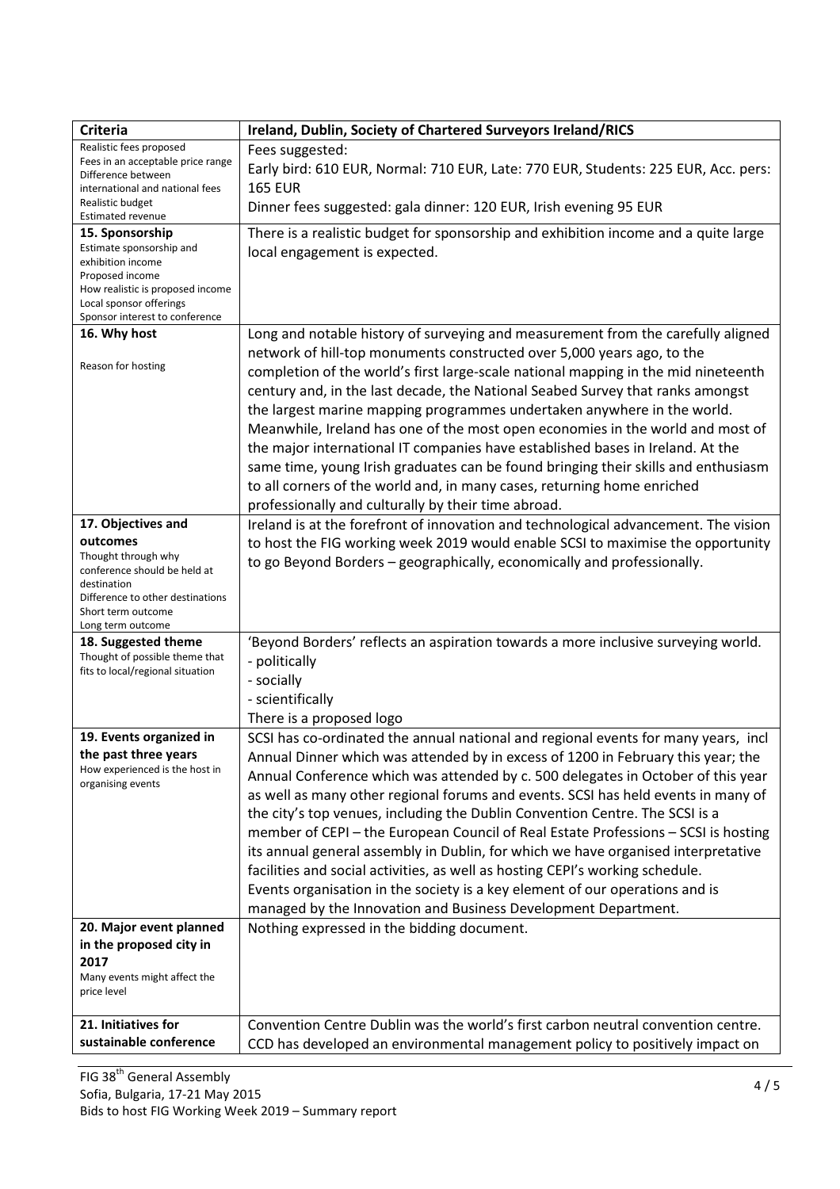| Criteria | Ireland, Dublin, Society of Chartered Surveyors Ireland/RICS |
|---|---|
| Realistic fees proposed<br>Fees in an acceptable price range<br>Difference between international and national fees<br>Realistic budget<br>Estimated revenue | Fees suggested:<br>Early bird: 610 EUR, Normal: 710 EUR, Late: 770 EUR, Students: 225 EUR, Acc. pers: 165 EUR<br>Dinner fees suggested: gala dinner: 120 EUR, Irish evening 95 EUR |
| **15. Sponsorship**<br>Estimate sponsorship and exhibition income<br>Proposed income<br>How realistic is proposed income<br>Local sponsor offerings<br>Sponsor interest to conference | There is a realistic budget for sponsorship and exhibition income and a quite large local engagement is expected. |
| **16. Why host**<br><br>Reason for hosting | Long and notable history of surveying and measurement from the carefully aligned network of hill-top monuments constructed over 5,000 years ago, to the completion of the world's first large-scale national mapping in the mid nineteenth century and, in the last decade, the National Seabed Survey that ranks amongst the largest marine mapping programmes undertaken anywhere in the world. Meanwhile, Ireland has one of the most open economies in the world and most of the major international IT companies have established bases in Ireland. At the same time, young Irish graduates can be found bringing their skills and enthusiasm to all corners of the world and, in many cases, returning home enriched professionally and culturally by their time abroad. |
| **17. Objectives and outcomes**<br>Thought through why conference should be held at destination<br>Difference to other destinations<br>Short term outcome<br>Long term outcome | Ireland is at the forefront of innovation and technological advancement. The vision to host the FIG working week 2019 would enable SCSI to maximise the opportunity to go Beyond Borders – geographically, economically and professionally. |
| **18. Suggested theme**<br>Thought of possible theme that fits to local/regional situation | 'Beyond Borders' reflects an aspiration towards a more inclusive surveying world.<br>- politically<br>- socially<br>- scientifically<br>There is a proposed logo |
| **19. Events organized in the past three years**<br>How experienced is the host in organising events | SCSI has co-ordinated the annual national and regional events for many years, incl Annual Dinner which was attended by in excess of 1200 in February this year; the Annual Conference which was attended by c. 500 delegates in October of this year as well as many other regional forums and events. SCSI has held events in many of the city's top venues, including the Dublin Convention Centre. The SCSI is a member of CEPI – the European Council of Real Estate Professions – SCSI is hosting its annual general assembly in Dublin, for which we have organised interpretative facilities and social activities, as well as hosting CEPI's working schedule.<br>Events organisation in the society is a key element of our operations and is managed by the Innovation and Business Development Department. |
| **20. Major event planned in the proposed city in 2017**<br>Many events might affect the price level | Nothing expressed in the bidding document. |
| **21. Initiatives for sustainable conference** | Convention Centre Dublin was the world's first carbon neutral convention centre. CCD has developed an environmental management policy to positively impact on |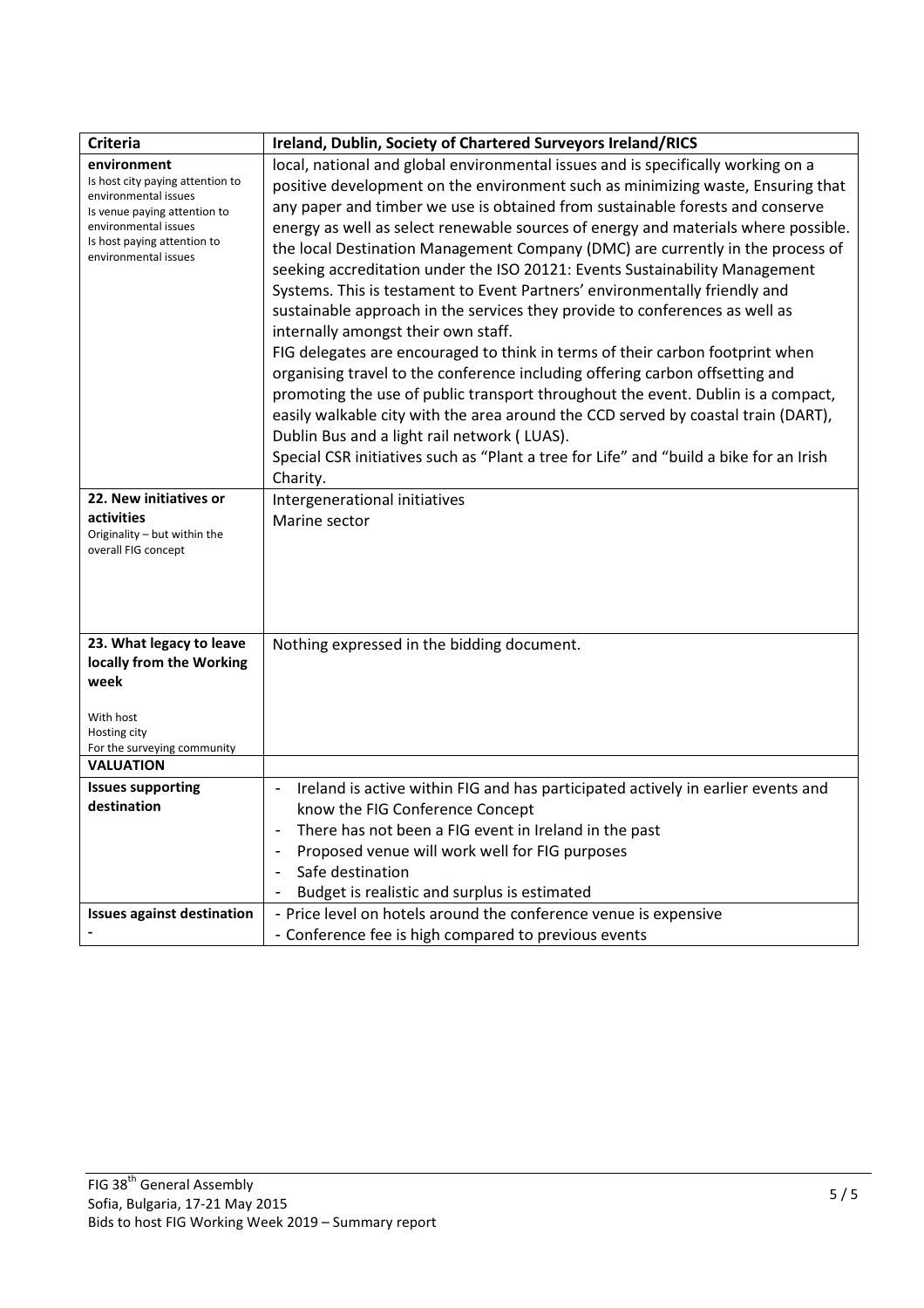| Criteria | Ireland, Dublin, Society of Chartered Surveyors Ireland/RICS |
|---|---|
| **environment**<br>Is host city paying attention to environmental issues<br>Is venue paying attention to environmental issues<br>Is host paying attention to environmental issues | local, national and global environmental issues and is specifically working on a positive development on the environment such as minimizing waste, Ensuring that any paper and timber we use is obtained from sustainable forests and conserve energy as well as select renewable sources of energy and materials where possible. the local Destination Management Company (DMC) are currently in the process of seeking accreditation under the ISO 20121: Events Sustainability Management Systems. This is testament to Event Partners' environmentally friendly and sustainable approach in the services they provide to conferences as well as internally amongst their own staff.<br>FIG delegates are encouraged to think in terms of their carbon footprint when organising travel to the conference including offering carbon offsetting and promoting the use of public transport throughout the event. Dublin is a compact, easily walkable city with the area around the CCD served by coastal train (DART), Dublin Bus and a light rail network ( LUAS).<br>Special CSR initiatives such as "Plant a tree for Life" and "build a bike for an Irish Charity. |
| **22. New initiatives or activities**<br>Originality – but within the overall FIG concept | Intergenerational initiatives<br>Marine sector |
| **23. What legacy to leave locally from the Working week**<br><br>With host<br>Hosting city<br>For the surveying community | Nothing expressed in the bidding document. |
| **VALUATION** | |
| **Issues supporting destination** | - Ireland is active within FIG and has participated actively in earlier events and know the FIG Conference Concept<br>- There has not been a FIG event in Ireland in the past<br>- Proposed venue will work well for FIG purposes<br>- Safe destination<br>- Budget is realistic and surplus is estimated |
| **Issues against destination**<br>- | - Price level on hotels around the conference venue is expensive<br>- Conference fee is high compared to previous events |